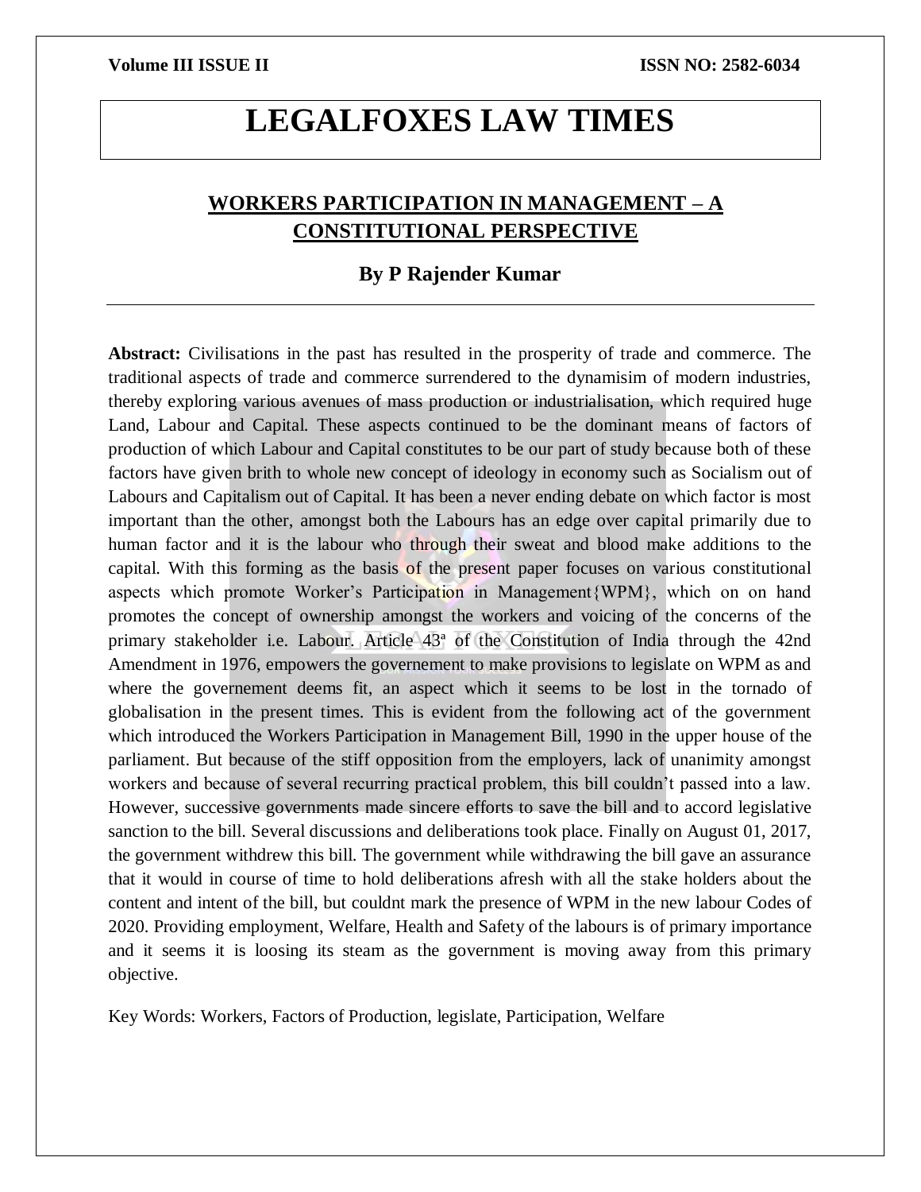# LEGALFOXES LAW TIMES

## WORKERS PARTICIPATION IN MANAGEMENT – A CONSTITUTIONAL PERSPECTIVE

### By P Rajender Kumar

**Abstract:** Civilisations in the past has resulted in the prosperity of trade and commerce. The traditional aspects of trade and commerce surrendered to the dynamisim of modern industries, thereby exploring various avenues of mass production or industrialisation, which required huge Land, Labour and Capital. These aspects continued to be the dominant means of factors of production of which Labour and Capital constitutes to be our part of study because both of these factors have given brith to whole new concept of ideology in economy such as Socialism out of Labours and Capitalism out of Capital. It has been a never ending debate on which factor is most important than the other, amongst both the Labours has an edge over capital primarily due to human factor and it is the labour who through their sweat and blood make additions to the capital. With this forming as the basis of the present paper focuses on various constitutional aspects which promote Worker's Participation in Management{WPM}, which on on hand promotes the concept of ownership amongst the workers and voicing of the concerns of the primary stakeholder i.e. Labour. Article 43[a] of the Constitution of India through the 42nd Amendment in 1976, empowers the governement to make provisions to legislate on WPM as and where the governement deems fit, an aspect which it seems to be lost in the tornado of globalisation in the present times. This is evident from the following act of the government which introduced the Workers Participation in Management Bill, 1990 in the upper house of the parliament. But because of the stiff opposition from the employers, lack of unanimity amongst workers and because of several recurring practical problem, this bill couldn't passed into a law. However, successive governments made sincere efforts to save the bill and to accord legislative sanction to the bill. Several discussions and deliberations took place. Finally on August 01, 2017, the government withdrew this bill. The government while withdrawing the bill gave an assurance that it would in course of time to hold deliberations afresh with all the stake holders about the content and intent of the bill, but couldnt mark the presence of WPM in the new labour Codes of 2020. Providing employment, Welfare, Health and Safety of the labours is of primary importance and it seems it is loosing its steam as the government is moving away from this primary objective.

Key Words: Workers, Factors of Production, legislate, Participation, Welfare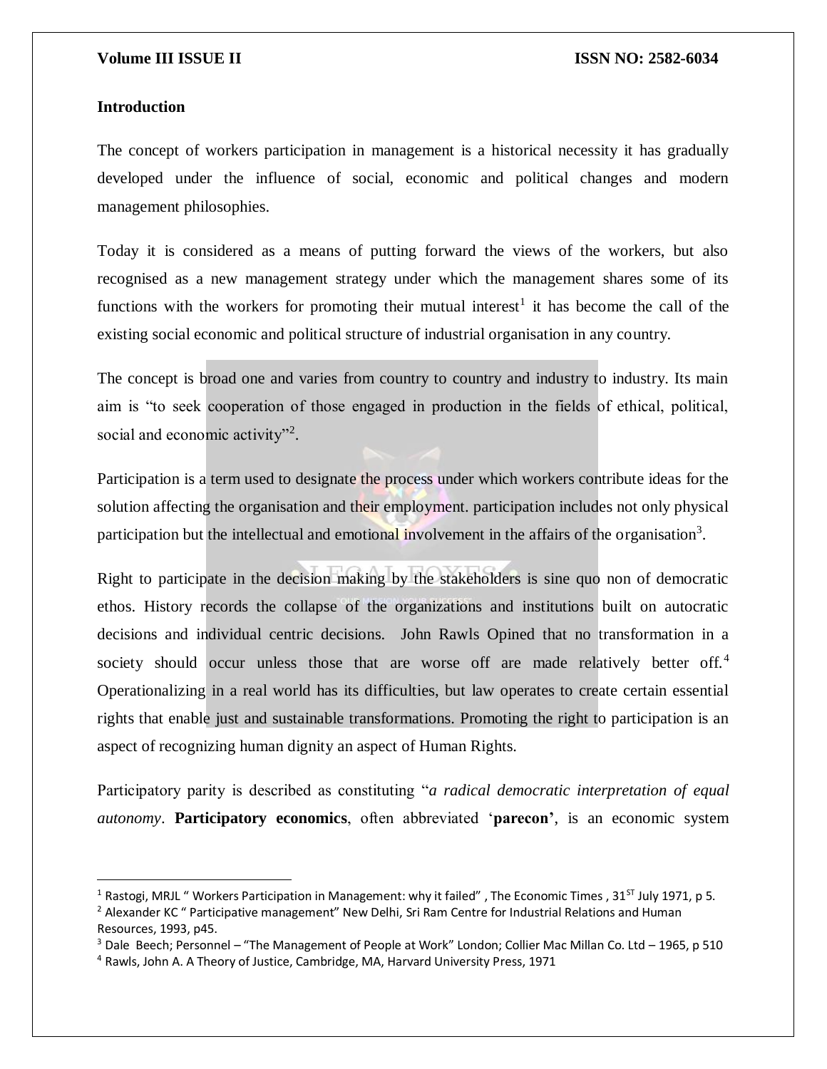## Introduction

The concept of workers participation in management is a historical necessity it has gradually developed under the influence of social, economic and political changes and modern management philosophies.

Today it is considered as a means of putting forward the views of the workers, but also recognised as a new management strategy under which the management shares some of its functions with the workers for promoting their mutual interest[1] it has become the call of the existing social economic and political structure of industrial organisation in any country.

The concept is broad one and varies from country to country and industry to industry. Its main aim is "to seek cooperation of those engaged in production in the fields of ethical, political, social and economic activity"[2].

Participation is a term used to designate the process under which workers contribute ideas for the solution affecting the organisation and their employment. participation includes not only physical participation but the intellectual and emotional involvement in the affairs of the organisation[3].

Right to participate in the decision making by the stakeholders is sine quo non of democratic ethos. History records the collapse of the organizations and institutions built on autocratic decisions and individual centric decisions. John Rawls Opined that no transformation in a society should occur unless those that are worse off are made relatively better off.[4] Operationalizing in a real world has its difficulties, but law operates to create certain essential rights that enable just and sustainable transformations. Promoting the right to participation is an aspect of recognizing human dignity an aspect of Human Rights.

Participatory parity is described as constituting "*a radical democratic interpretation of equal autonomy*. **Participatory economics**, often abbreviated '**parecon'**, is an economic system

---

[1] Rastogi, MRJL " Workers Participation in Management: why it failed" , The Economic Times , 31ST July 1971, p 5.

[2] Alexander KC " Participative management" New Delhi, Sri Ram Centre for Industrial Relations and Human Resources, 1993, p45.

[3] Dale Beech; Personnel – "The Management of People at Work" London; Collier Mac Millan Co. Ltd – 1965, p 510

[4] Rawls, John A. A Theory of Justice, Cambridge, MA, Harvard University Press, 1971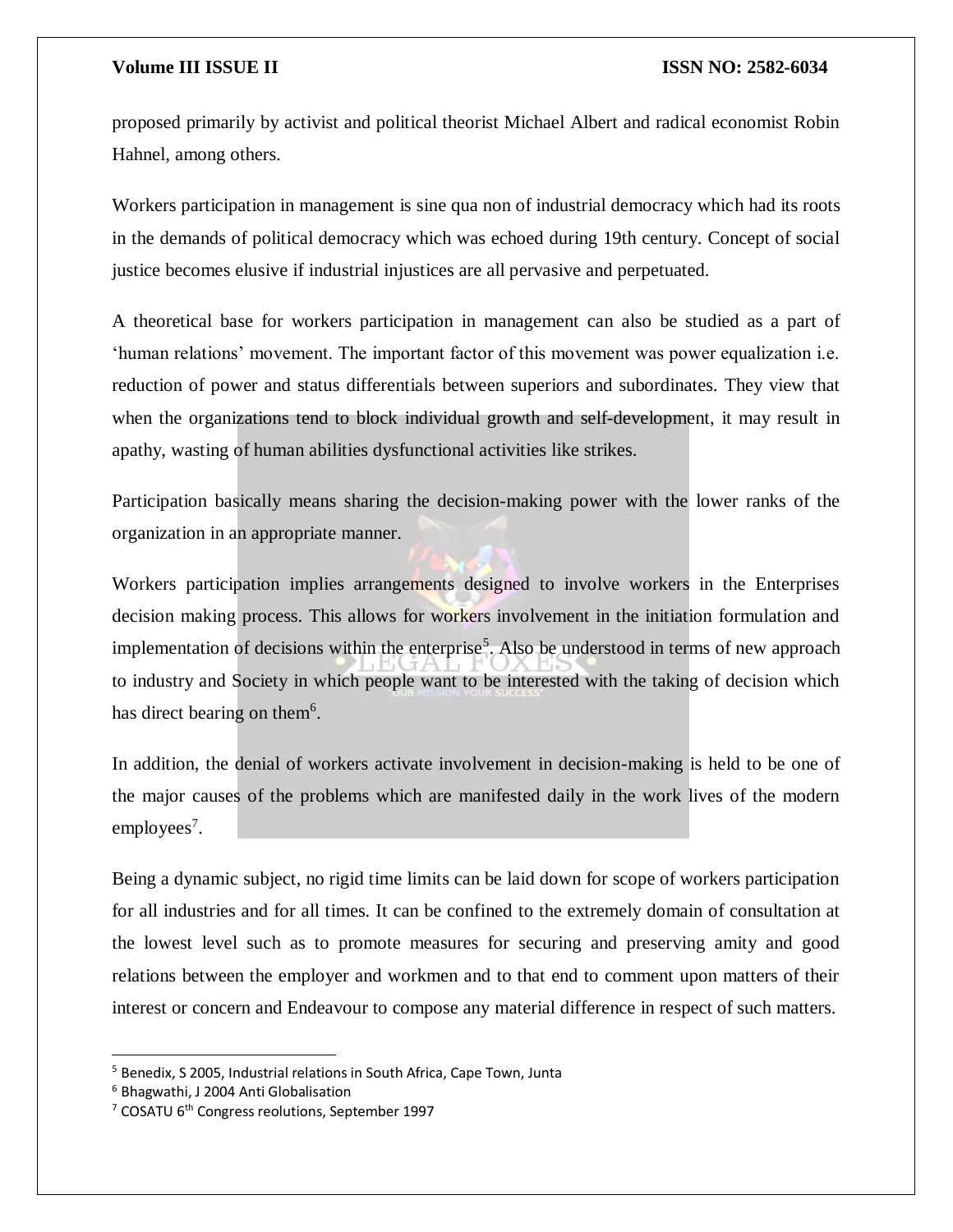proposed primarily by activist and political theorist Michael Albert and radical economist Robin Hahnel, among others.

Workers participation in management is sine qua non of industrial democracy which had its roots in the demands of political democracy which was echoed during 19th century. Concept of social justice becomes elusive if industrial injustices are all pervasive and perpetuated.

A theoretical base for workers participation in management can also be studied as a part of 'human relations' movement. The important factor of this movement was power equalization i.e. reduction of power and status differentials between superiors and subordinates. They view that when the organizations tend to block individual growth and self-development, it may result in apathy, wasting of human abilities dysfunctional activities like strikes.

Participation basically means sharing the decision-making power with the lower ranks of the organization in an appropriate manner.

Workers participation implies arrangements designed to involve workers in the Enterprises decision making process. This allows for workers involvement in the initiation formulation and implementation of decisions within the enterprise[5]. Also be understood in terms of new approach to industry and Society in which people want to be interested with the taking of decision which has direct bearing on them[6].

In addition, the denial of workers activate involvement in decision-making is held to be one of the major causes of the problems which are manifested daily in the work lives of the modern employees[7].

Being a dynamic subject, no rigid time limits can be laid down for scope of workers participation for all industries and for all times. It can be confined to the extremely domain of consultation at the lowest level such as to promote measures for securing and preserving amity and good relations between the employer and workmen and to that end to comment upon matters of their interest or concern and Endeavour to compose any material difference in respect of such matters.

---

[5] Benedix, S 2005, Industrial relations in South Africa, Cape Town, Junta

[6] Bhagwathi, J 2004 Anti Globalisation

[7] COSATU 6th Congress reolutions, September 1997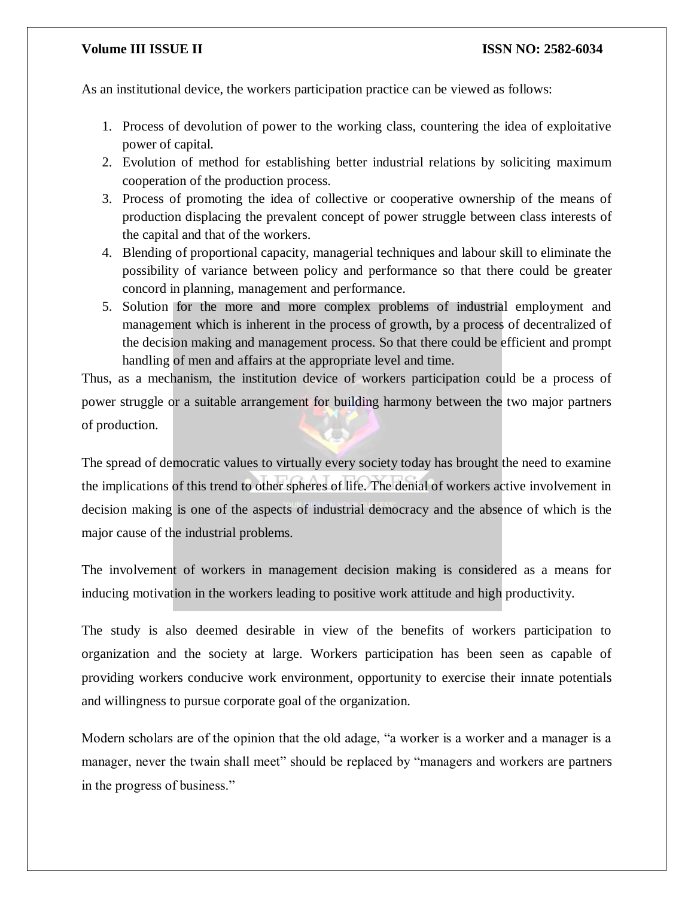As an institutional device, the workers participation practice can be viewed as follows:

1. Process of devolution of power to the working class, countering the idea of exploitative power of capital.
2. Evolution of method for establishing better industrial relations by soliciting maximum cooperation of the production process.
3. Process of promoting the idea of collective or cooperative ownership of the means of production displacing the prevalent concept of power struggle between class interests of the capital and that of the workers.
4. Blending of proportional capacity, managerial techniques and labour skill to eliminate the possibility of variance between policy and performance so that there could be greater concord in planning, management and performance.
5. Solution for the more and more complex problems of industrial employment and management which is inherent in the process of growth, by a process of decentralized of the decision making and management process. So that there could be efficient and prompt handling of men and affairs at the appropriate level and time.

Thus, as a mechanism, the institution device of workers participation could be a process of power struggle or a suitable arrangement for building harmony between the two major partners of production.

The spread of democratic values to virtually every society today has brought the need to examine the implications of this trend to other spheres of life. The denial of workers active involvement in decision making is one of the aspects of industrial democracy and the absence of which is the major cause of the industrial problems.

The involvement of workers in management decision making is considered as a means for inducing motivation in the workers leading to positive work attitude and high productivity.

The study is also deemed desirable in view of the benefits of workers participation to organization and the society at large. Workers participation has been seen as capable of providing workers conducive work environment, opportunity to exercise their innate potentials and willingness to pursue corporate goal of the organization.

Modern scholars are of the opinion that the old adage, "a worker is a worker and a manager is a manager, never the twain shall meet" should be replaced by "managers and workers are partners in the progress of business."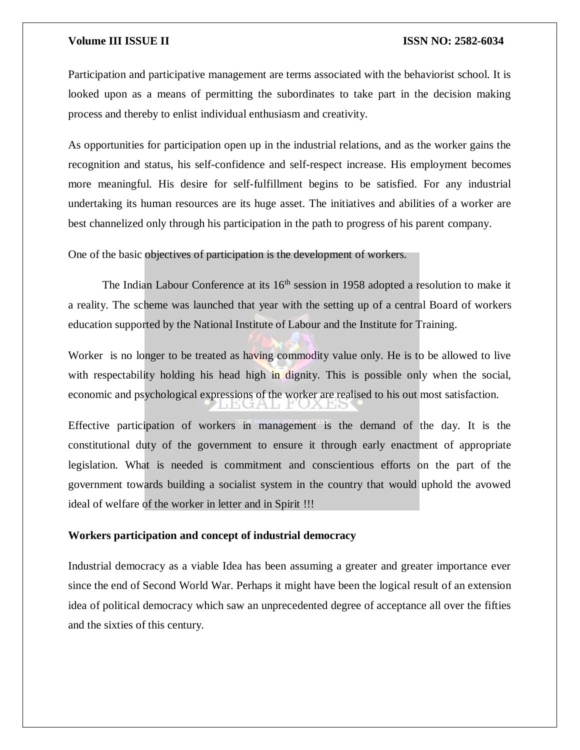Participation and participative management are terms associated with the behaviorist school. It is looked upon as a means of permitting the subordinates to take part in the decision making process and thereby to enlist individual enthusiasm and creativity.

As opportunities for participation open up in the industrial relations, and as the worker gains the recognition and status, his self-confidence and self-respect increase. His employment becomes more meaningful. His desire for self-fulfillment begins to be satisfied. For any industrial undertaking its human resources are its huge asset. The initiatives and abilities of a worker are best channelized only through his participation in the path to progress of his parent company.

One of the basic objectives of participation is the development of workers.

The Indian Labour Conference at its 16th session in 1958 adopted a resolution to make it a reality. The scheme was launched that year with the setting up of a central Board of workers education supported by the National Institute of Labour and the Institute for Training.

Worker is no longer to be treated as having commodity value only. He is to be allowed to live with respectability holding his head high in dignity. This is possible only when the social, economic and psychological expressions of the worker are realised to his out most satisfaction.

Effective participation of workers in management is the demand of the day. It is the constitutional duty of the government to ensure it through early enactment of appropriate legislation. What is needed is commitment and conscientious efforts on the part of the government towards building a socialist system in the country that would uphold the avowed ideal of welfare of the worker in letter and in Spirit !!!

**Workers participation and concept of industrial democracy**

Industrial democracy as a viable Idea has been assuming a greater and greater importance ever since the end of Second World War. Perhaps it might have been the logical result of an extension idea of political democracy which saw an unprecedented degree of acceptance all over the fifties and the sixties of this century.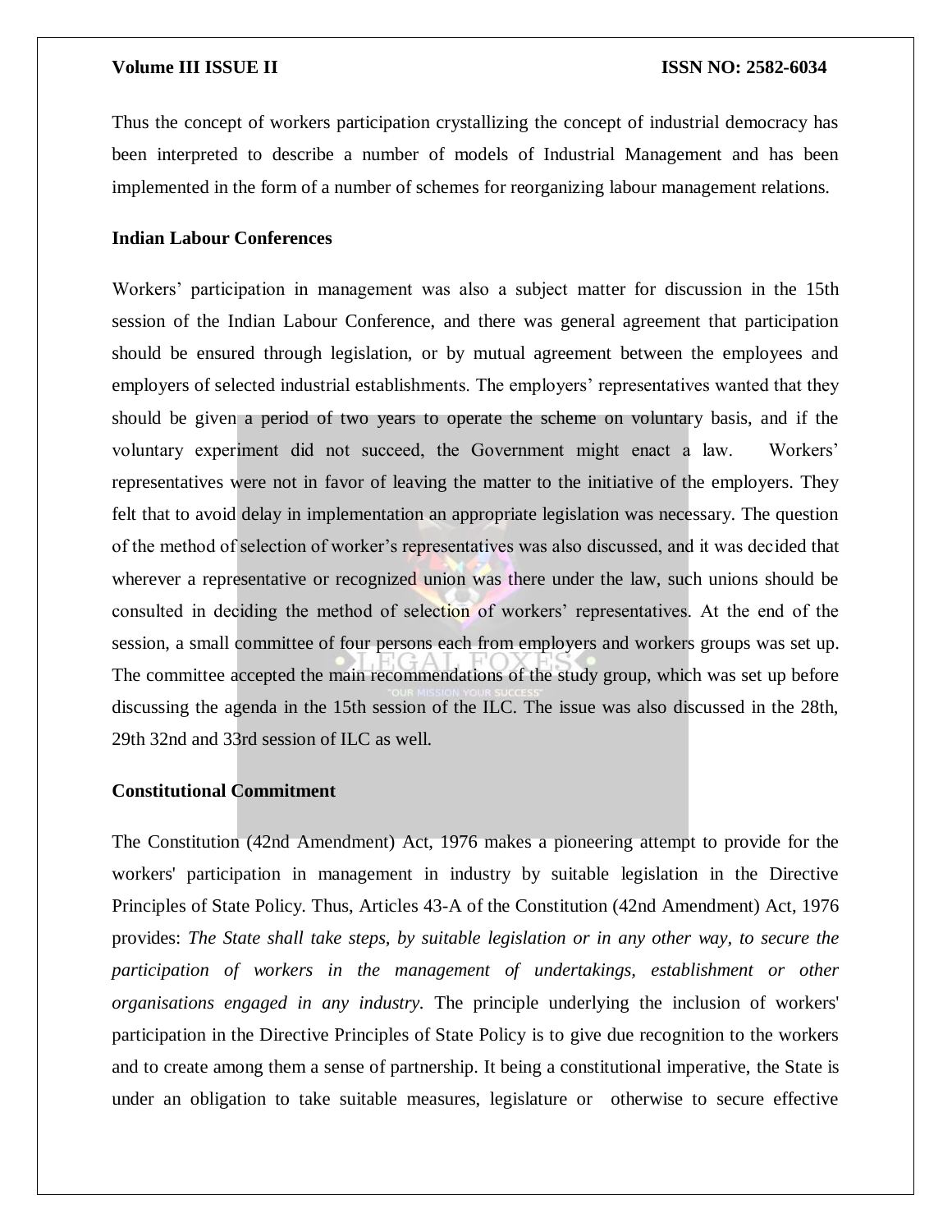Thus the concept of workers participation crystallizing the concept of industrial democracy has been interpreted to describe a number of models of Industrial Management and has been implemented in the form of a number of schemes for reorganizing labour management relations.

**Indian Labour Conferences**

Workers' participation in management was also a subject matter for discussion in the 15th session of the Indian Labour Conference, and there was general agreement that participation should be ensured through legislation, or by mutual agreement between the employees and employers of selected industrial establishments. The employers' representatives wanted that they should be given a period of two years to operate the scheme on voluntary basis, and if the voluntary experiment did not succeed, the Government might enact a law. Workers' representatives were not in favor of leaving the matter to the initiative of the employers. They felt that to avoid delay in implementation an appropriate legislation was necessary. The question of the method of selection of worker's representatives was also discussed, and it was decided that wherever a representative or recognized union was there under the law, such unions should be consulted in deciding the method of selection of workers' representatives. At the end of the session, a small committee of four persons each from employers and workers groups was set up. The committee accepted the main recommendations of the study group, which was set up before discussing the agenda in the 15th session of the ILC. The issue was also discussed in the 28th, 29th 32nd and 33rd session of ILC as well.

**Constitutional Commitment**

The Constitution (42nd Amendment) Act, 1976 makes a pioneering attempt to provide for the workers' participation in management in industry by suitable legislation in the Directive Principles of State Policy. Thus, Articles 43-A of the Constitution (42nd Amendment) Act, 1976 provides: *The State shall take steps, by suitable legislation or in any other way, to secure the participation of workers in the management of undertakings, establishment or other organisations engaged in any industry.* The principle underlying the inclusion of workers' participation in the Directive Principles of State Policy is to give due recognition to the workers and to create among them a sense of partnership. It being a constitutional imperative, the State is under an obligation to take suitable measures, legislature or otherwise to secure effective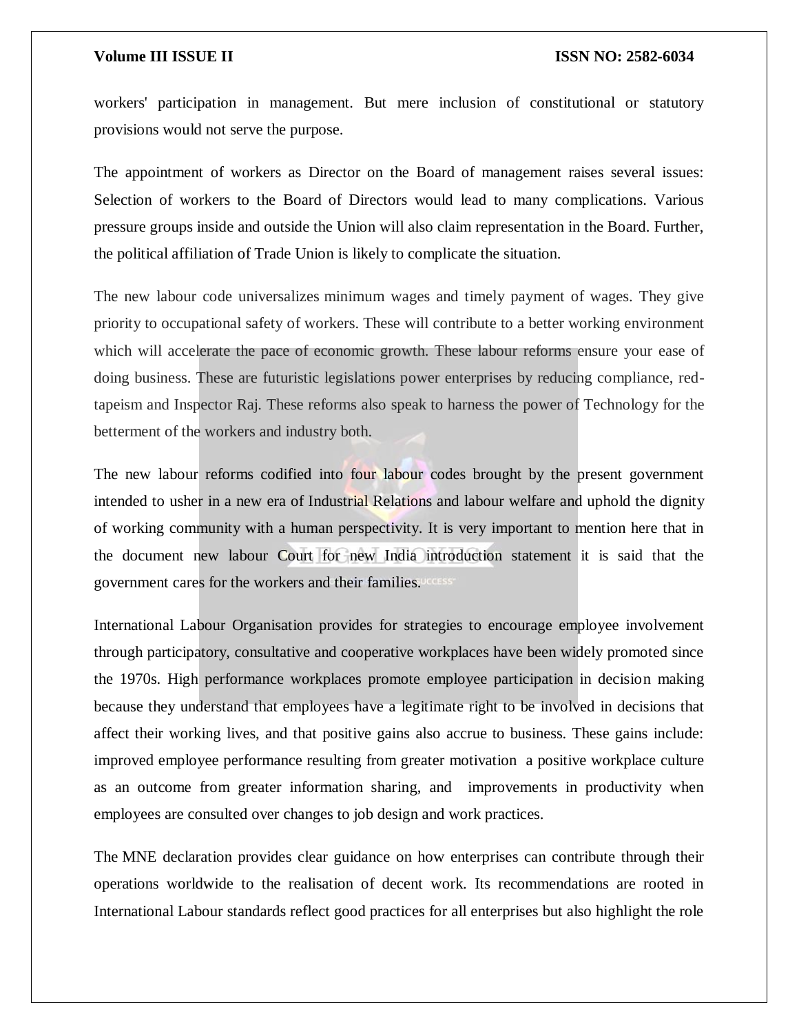workers' participation in management. But mere inclusion of constitutional or statutory provisions would not serve the purpose.

The appointment of workers as Director on the Board of management raises several issues: Selection of workers to the Board of Directors would lead to many complications. Various pressure groups inside and outside the Union will also claim representation in the Board. Further, the political affiliation of Trade Union is likely to complicate the situation.

The new labour code universalizes minimum wages and timely payment of wages. They give priority to occupational safety of workers. These will contribute to a better working environment which will accelerate the pace of economic growth. These labour reforms ensure your ease of doing business. These are futuristic legislations power enterprises by reducing compliance, red-tapeism and Inspector Raj. These reforms also speak to harness the power of Technology for the betterment of the workers and industry both.

The new labour reforms codified into four labour codes brought by the present government intended to usher in a new era of Industrial Relations and labour welfare and uphold the dignity of working community with a human perspectivity. It is very important to mention here that in the document new labour Court for new India introduction statement it is said that the government cares for the workers and their families.

International Labour Organisation provides for strategies to encourage employee involvement through participatory, consultative and cooperative workplaces have been widely promoted since the 1970s. High performance workplaces promote employee participation in decision making because they understand that employees have a legitimate right to be involved in decisions that affect their working lives, and that positive gains also accrue to business. These gains include: improved employee performance resulting from greater motivation a positive workplace culture as an outcome from greater information sharing, and improvements in productivity when employees are consulted over changes to job design and work practices.

The MNE declaration provides clear guidance on how enterprises can contribute through their operations worldwide to the realisation of decent work. Its recommendations are rooted in International Labour standards reflect good practices for all enterprises but also highlight the role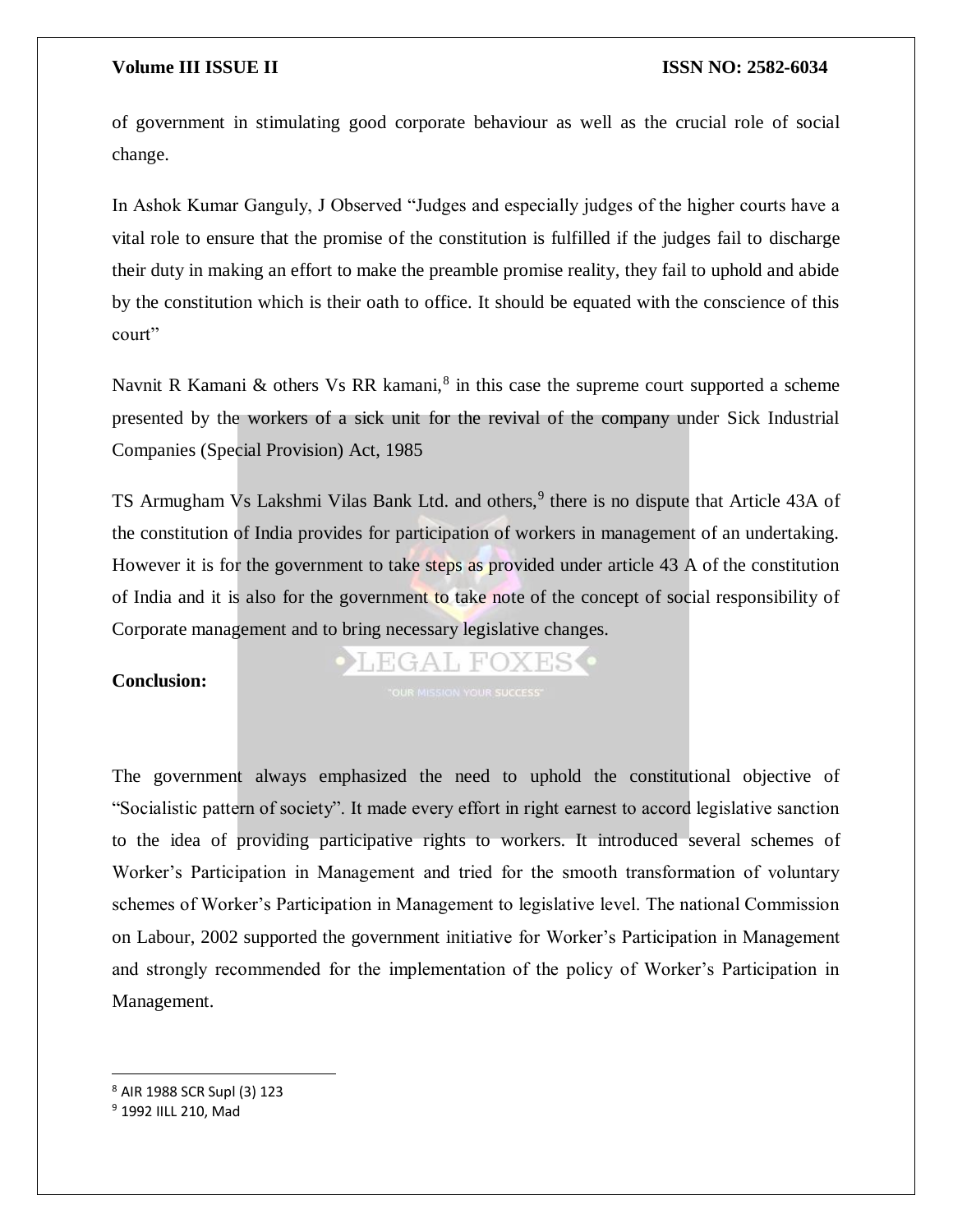of government in stimulating good corporate behaviour as well as the crucial role of social change.

In Ashok Kumar Ganguly, J Observed "Judges and especially judges of the higher courts have a vital role to ensure that the promise of the constitution is fulfilled if the judges fail to discharge their duty in making an effort to make the preamble promise reality, they fail to uphold and abide by the constitution which is their oath to office. It should be equated with the conscience of this court"

Navnit R Kamani & others Vs RR kamani,[8] in this case the supreme court supported a scheme presented by the workers of a sick unit for the revival of the company under Sick Industrial Companies (Special Provision) Act, 1985

TS Armugham Vs Lakshmi Vilas Bank Ltd. and others,[9] there is no dispute that Article 43A of the constitution of India provides for participation of workers in management of an undertaking. However it is for the government to take steps as provided under article 43 A of the constitution of India and it is also for the government to take note of the concept of social responsibility of Corporate management and to bring necessary legislative changes.

**Conclusion:**

The government always emphasized the need to uphold the constitutional objective of "Socialistic pattern of society". It made every effort in right earnest to accord legislative sanction to the idea of providing participative rights to workers. It introduced several schemes of Worker's Participation in Management and tried for the smooth transformation of voluntary schemes of Worker's Participation in Management to legislative level. The national Commission on Labour, 2002 supported the government initiative for Worker's Participation in Management and strongly recommended for the implementation of the policy of Worker's Participation in Management.

---

[8] AIR 1988 SCR Supl (3) 123

[9] 1992 IILL 210, Mad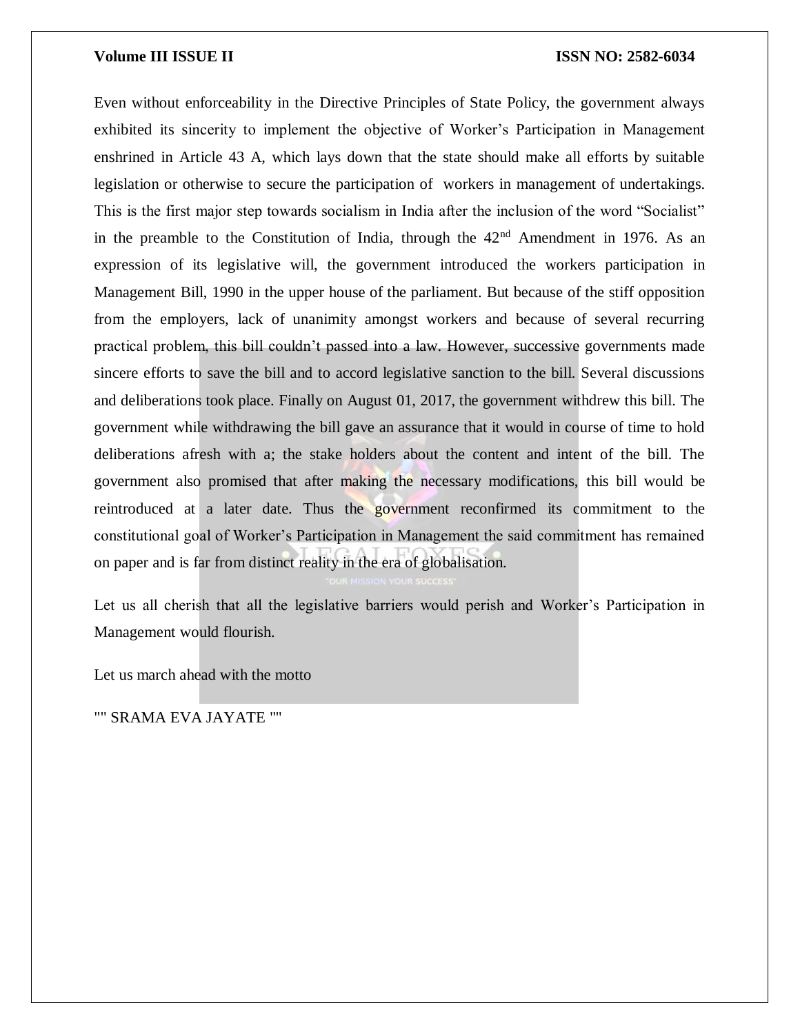Even without enforceability in the Directive Principles of State Policy, the government always exhibited its sincerity to implement the objective of Worker's Participation in Management enshrined in Article 43 A, which lays down that the state should make all efforts by suitable legislation or otherwise to secure the participation of workers in management of undertakings. This is the first major step towards socialism in India after the inclusion of the word "Socialist" in the preamble to the Constitution of India, through the 42nd Amendment in 1976. As an expression of its legislative will, the government introduced the workers participation in Management Bill, 1990 in the upper house of the parliament. But because of the stiff opposition from the employers, lack of unanimity amongst workers and because of several recurring practical problem, this bill couldn't passed into a law. However, successive governments made sincere efforts to save the bill and to accord legislative sanction to the bill. Several discussions and deliberations took place. Finally on August 01, 2017, the government withdrew this bill. The government while withdrawing the bill gave an assurance that it would in course of time to hold deliberations afresh with a; the stake holders about the content and intent of the bill. The government also promised that after making the necessary modifications, this bill would be reintroduced at a later date. Thus the government reconfirmed its commitment to the constitutional goal of Worker's Participation in Management the said commitment has remained on paper and is far from distinct reality in the era of globalisation.

Let us all cherish that all the legislative barriers would perish and Worker's Participation in Management would flourish.

Let us march ahead with the motto

"" SRAMA EVA JAYATE ""